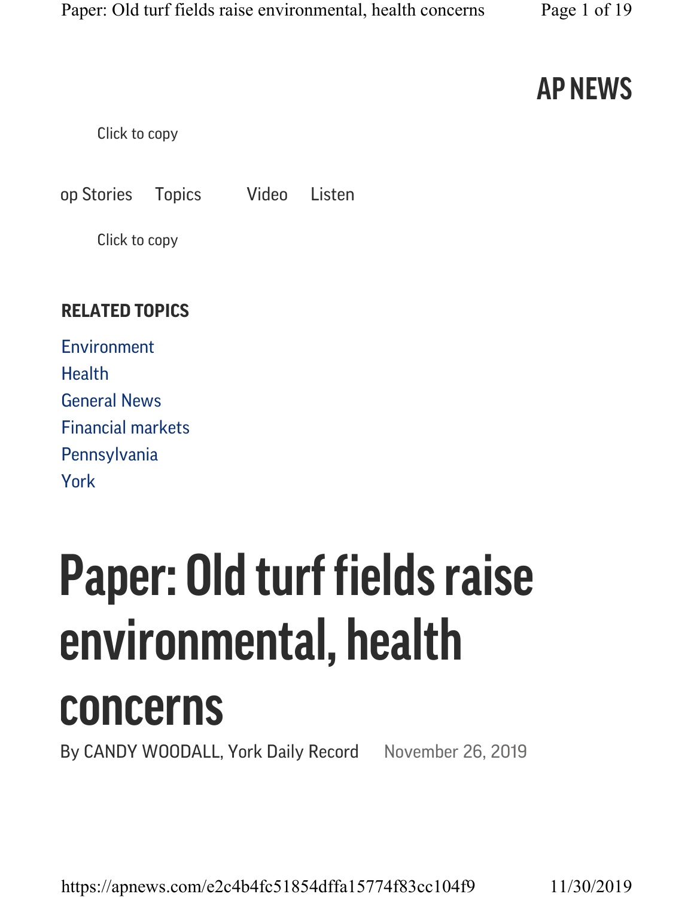AP NEWS

Click to copy

op Stories Topics Video Listen

Click to copy

**RELATED TOPICS**

Environment
Health
General News
Financial markets
Pennsylvania
York

# Paper: Old turf fields raise environmental, health concerns

By CANDY WOODALL, York Daily Record November 26, 2019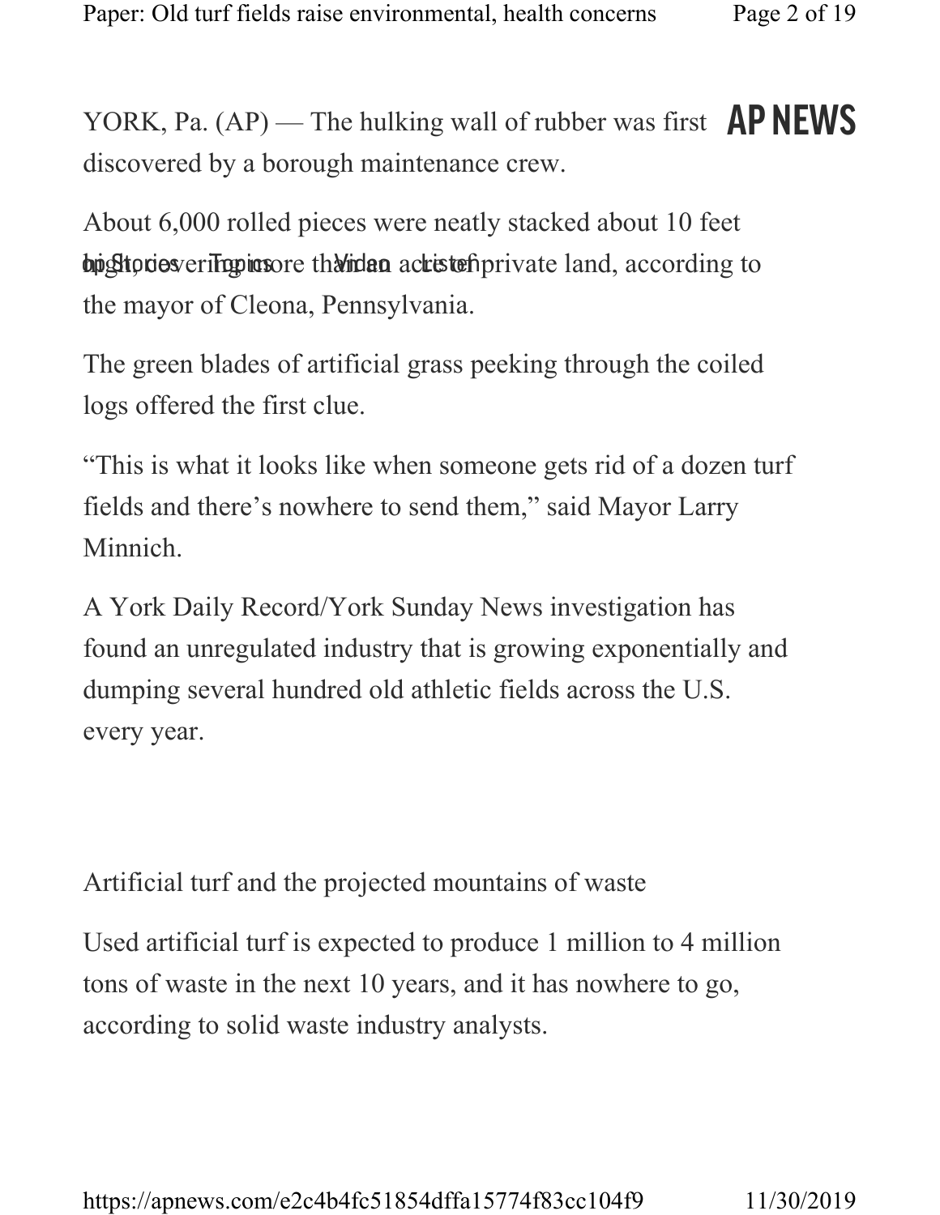YORK, Pa. (AP) — The hulking wall of rubber was first discovered by a borough maintenance crew.

About 6,000 rolled pieces were neatly stacked about 10 feet high, covering more than an acre of private land, according to the mayor of Cleona, Pennsylvania.

The green blades of artificial grass peeking through the coiled logs offered the first clue.

"This is what it looks like when someone gets rid of a dozen turf fields and there's nowhere to send them," said Mayor Larry Minnich.

A York Daily Record/York Sunday News investigation has found an unregulated industry that is growing exponentially and dumping several hundred old athletic fields across the U.S. every year.

Artificial turf and the projected mountains of waste

Used artificial turf is expected to produce 1 million to 4 million tons of waste in the next 10 years, and it has nowhere to go, according to solid waste industry analysts.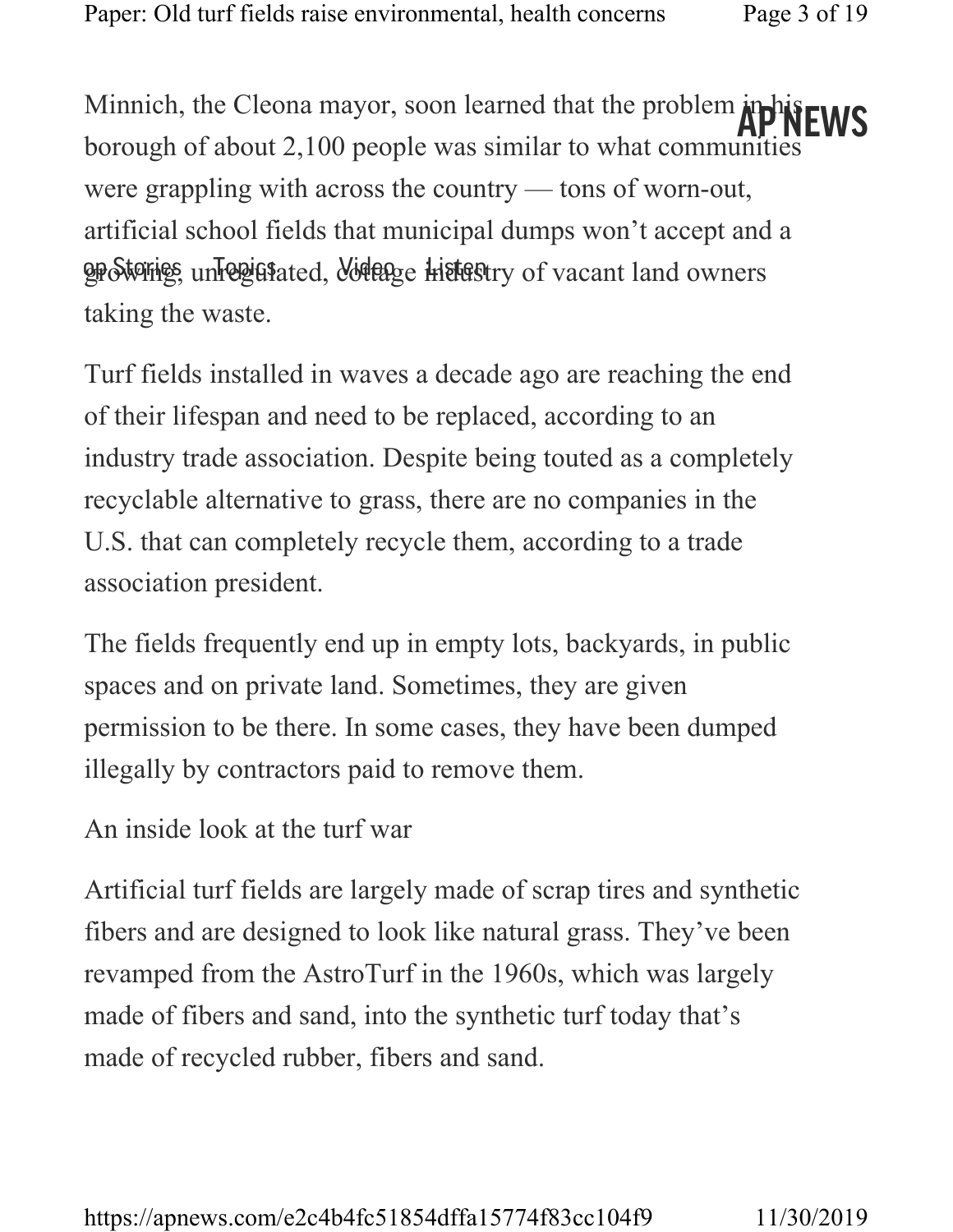Minnich, the Cleona mayor, soon learned that the problem in his borough of about 2,100 people was similar to what communities were grappling with across the country — tons of worn-out, artificial school fields that municipal dumps won't accept and a growing, unregulated, cottage industry of vacant land owners taking the waste.

Turf fields installed in waves a decade ago are reaching the end of their lifespan and need to be replaced, according to an industry trade association. Despite being touted as a completely recyclable alternative to grass, there are no companies in the U.S. that can completely recycle them, according to a trade association president.

The fields frequently end up in empty lots, backyards, in public spaces and on private land. Sometimes, they are given permission to be there. In some cases, they have been dumped illegally by contractors paid to remove them.

## An inside look at the turf war

Artificial turf fields are largely made of scrap tires and synthetic fibers and are designed to look like natural grass. They've been revamped from the AstroTurf in the 1960s, which was largely made of fibers and sand, into the synthetic turf today that's made of recycled rubber, fibers and sand.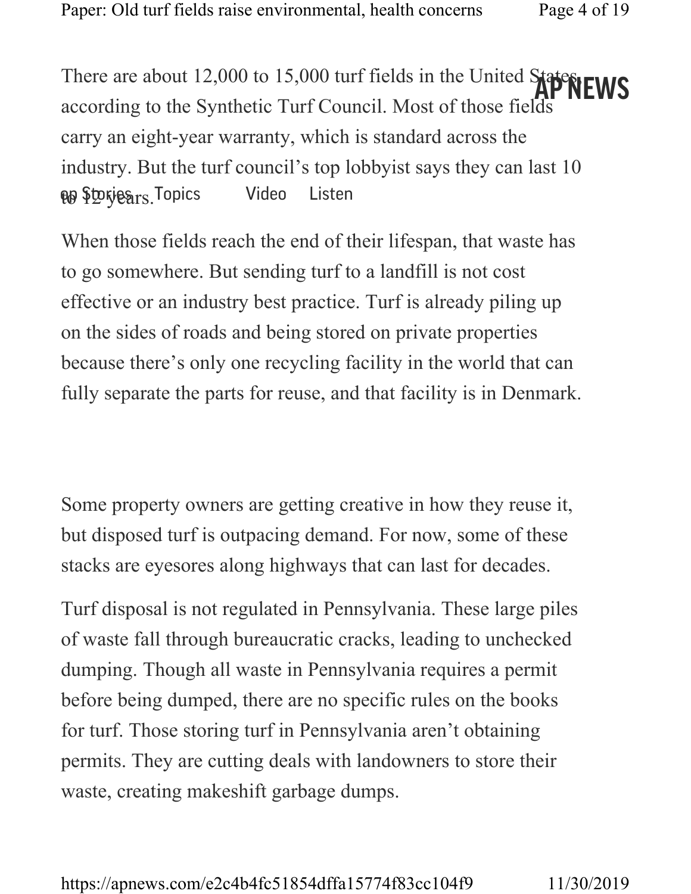There are about 12,000 to 15,000 turf fields in the United States, according to the Synthetic Turf Council. Most of those fields carry an eight-year warranty, which is standard across the industry. But the turf council's top lobbyist says they can last 10 to 12 years.

When those fields reach the end of their lifespan, that waste has to go somewhere. But sending turf to a landfill is not cost effective or an industry best practice. Turf is already piling up on the sides of roads and being stored on private properties because there's only one recycling facility in the world that can fully separate the parts for reuse, and that facility is in Denmark.

Some property owners are getting creative in how they reuse it, but disposed turf is outpacing demand. For now, some of these stacks are eyesores along highways that can last for decades.

Turf disposal is not regulated in Pennsylvania. These large piles of waste fall through bureaucratic cracks, leading to unchecked dumping. Though all waste in Pennsylvania requires a permit before being dumped, there are no specific rules on the books for turf. Those storing turf in Pennsylvania aren't obtaining permits. They are cutting deals with landowners to store their waste, creating makeshift garbage dumps.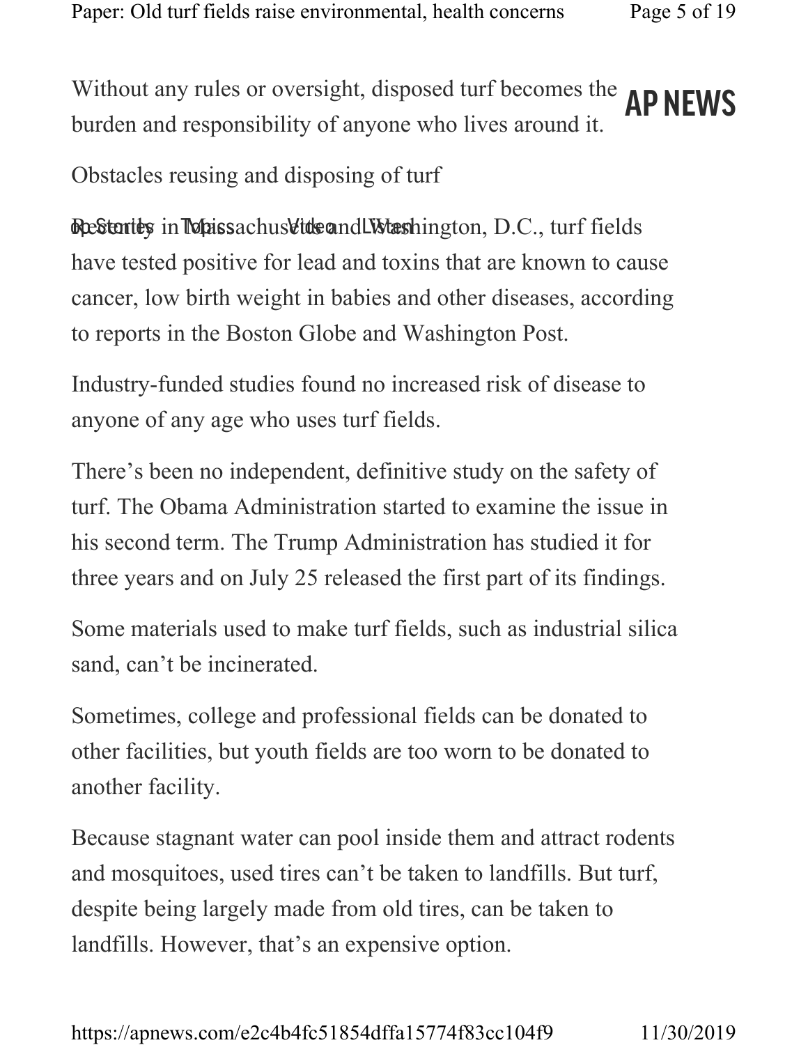Without any rules or oversight, disposed turf becomes the burden and responsibility of anyone who lives around it.

## Obstacles reusing and disposing of turf

Recently in Massachusetts and Washington, D.C., turf fields have tested positive for lead and toxins that are known to cause cancer, low birth weight in babies and other diseases, according to reports in the Boston Globe and Washington Post.

Industry-funded studies found no increased risk of disease to anyone of any age who uses turf fields.

There's been no independent, definitive study on the safety of turf. The Obama Administration started to examine the issue in his second term. The Trump Administration has studied it for three years and on July 25 released the first part of its findings.

Some materials used to make turf fields, such as industrial silica sand, can't be incinerated.

Sometimes, college and professional fields can be donated to other facilities, but youth fields are too worn to be donated to another facility.

Because stagnant water can pool inside them and attract rodents and mosquitoes, used tires can't be taken to landfills. But turf, despite being largely made from old tires, can be taken to landfills. However, that's an expensive option.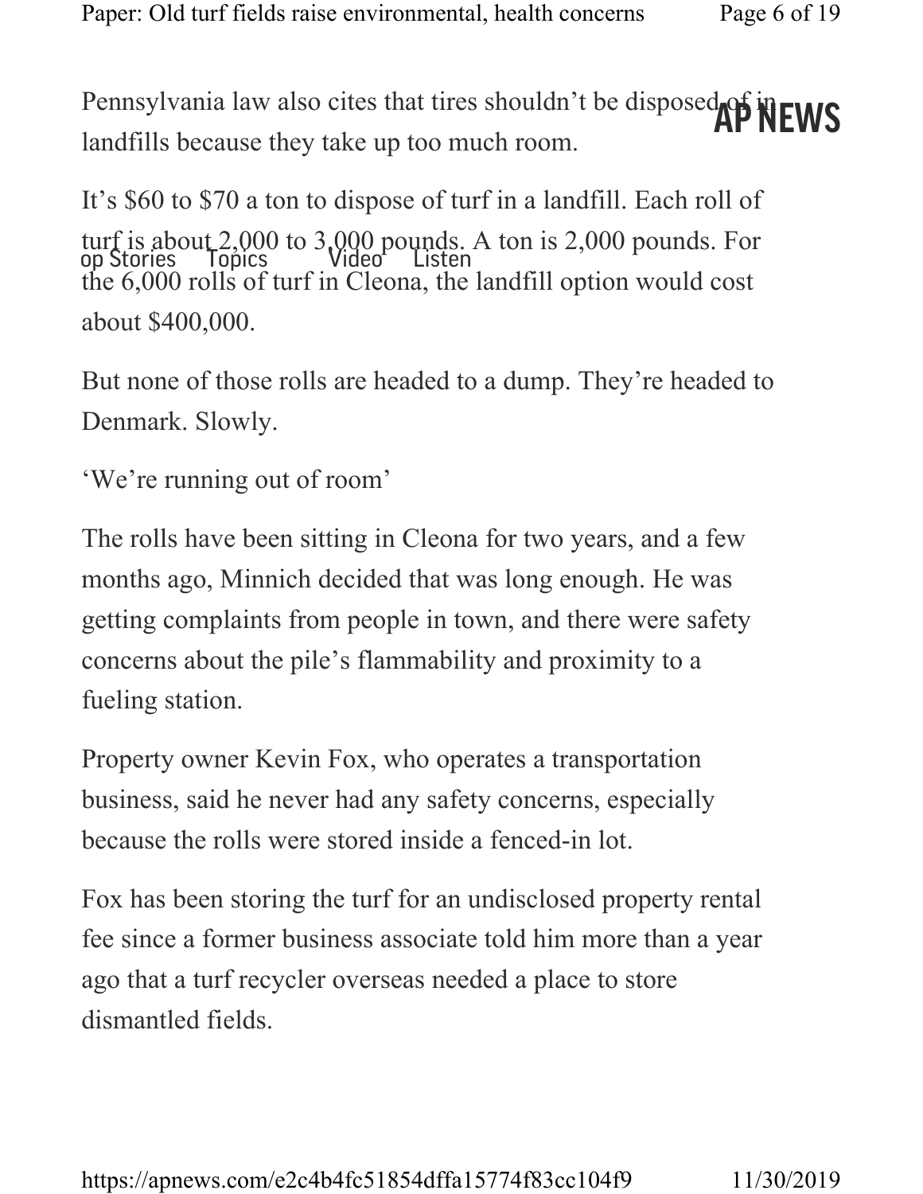Pennsylvania law also cites that tires shouldn't be disposed of in landfills because they take up too much room.

It's $60 to $70 a ton to dispose of turf in a landfill. Each roll of turf is about 2,000 to 3,000 pounds. A ton is 2,000 pounds. For the 6,000 rolls of turf in Cleona, the landfill option would cost about $400,000.

But none of those rolls are headed to a dump. They're headed to Denmark. Slowly.

'We're running out of room'

The rolls have been sitting in Cleona for two years, and a few months ago, Minnich decided that was long enough. He was getting complaints from people in town, and there were safety concerns about the pile's flammability and proximity to a fueling station.

Property owner Kevin Fox, who operates a transportation business, said he never had any safety concerns, especially because the rolls were stored inside a fenced-in lot.

Fox has been storing the turf for an undisclosed property rental fee since a former business associate told him more than a year ago that a turf recycler overseas needed a place to store dismantled fields.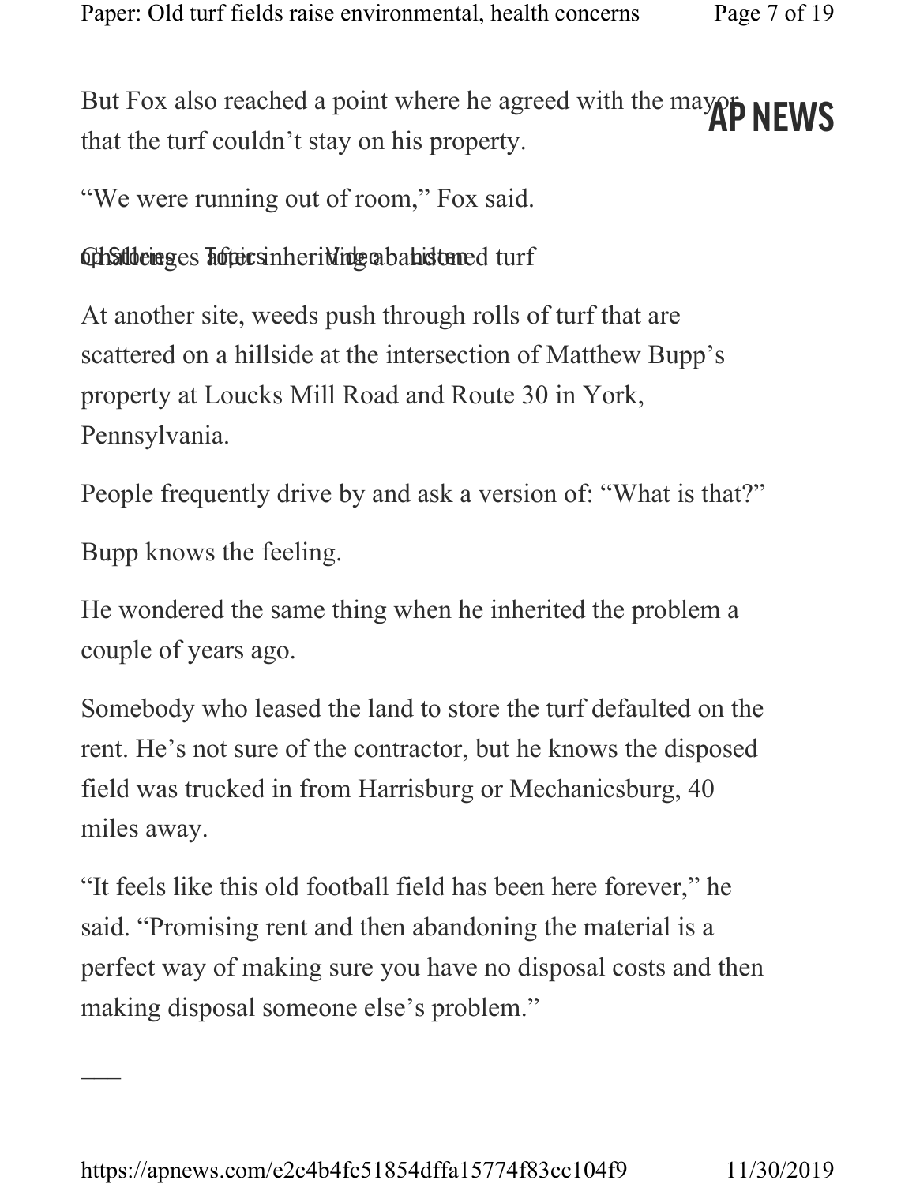But Fox also reached a point where he agreed with the mayor that the turf couldn't stay on his property.

"We were running out of room," Fox said.

## Challenges after inheriting abandoned turf

At another site, weeds push through rolls of turf that are scattered on a hillside at the intersection of Matthew Bupp's property at Loucks Mill Road and Route 30 in York, Pennsylvania.

People frequently drive by and ask a version of: "What is that?"

Bupp knows the feeling.

He wondered the same thing when he inherited the problem a couple of years ago.

Somebody who leased the land to store the turf defaulted on the rent. He's not sure of the contractor, but he knows the disposed field was trucked in from Harrisburg or Mechanicsburg, 40 miles away.

"It feels like this old football field has been here forever," he said. "Promising rent and then abandoning the material is a perfect way of making sure you have no disposal costs and then making disposal someone else's problem."

---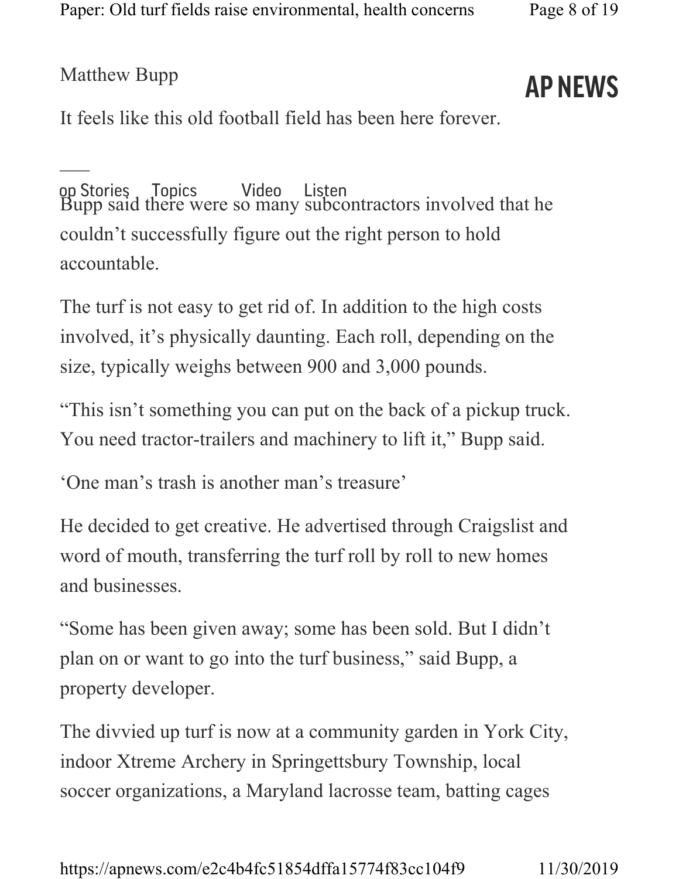Matthew Bupp

It feels like this old football field has been here forever.

—

Bupp said there were so many subcontractors involved that he couldn't successfully figure out the right person to hold accountable.

The turf is not easy to get rid of. In addition to the high costs involved, it's physically daunting. Each roll, depending on the size, typically weighs between 900 and 3,000 pounds.

"This isn't something you can put on the back of a pickup truck. You need tractor-trailers and machinery to lift it," Bupp said.

'One man's trash is another man's treasure'

He decided to get creative. He advertised through Craigslist and word of mouth, transferring the turf roll by roll to new homes and businesses.

"Some has been given away; some has been sold. But I didn't plan on or want to go into the turf business," said Bupp, a property developer.

The divvied up turf is now at a community garden in York City, indoor Xtreme Archery in Springettsbury Township, local soccer organizations, a Maryland lacrosse team, batting cages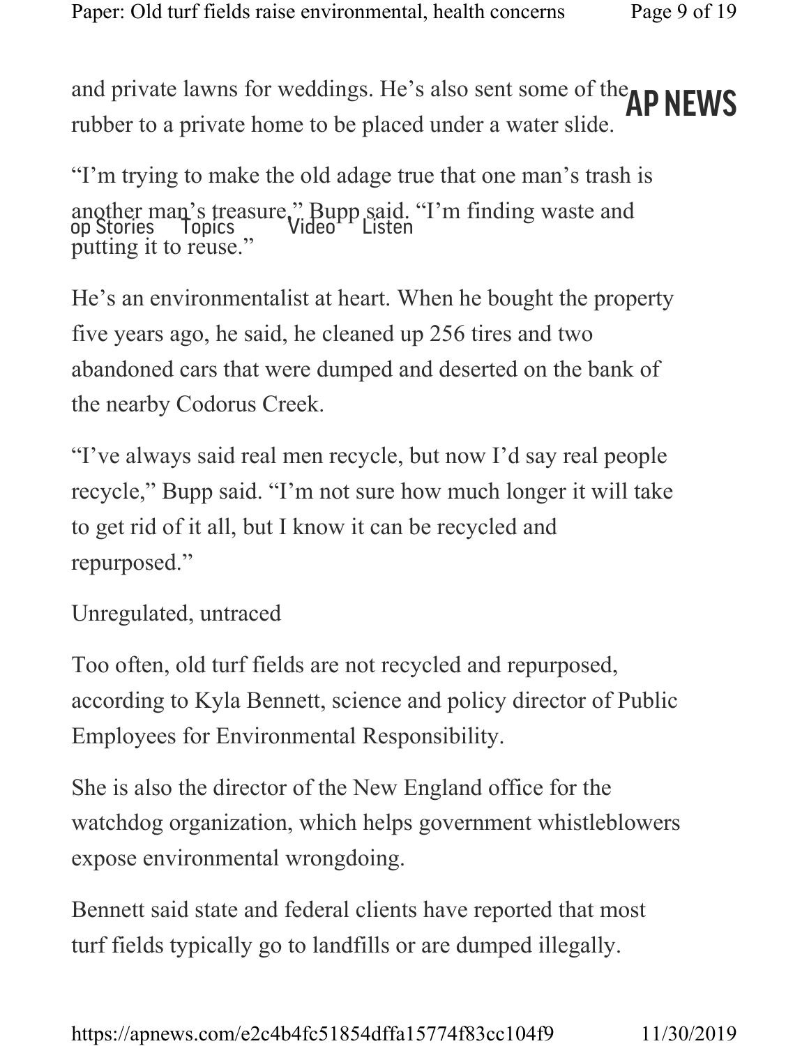and private lawns for weddings. He's also sent some of the rubber to a private home to be placed under a water slide.

"I'm trying to make the old adage true that one man's trash is another man's treasure," Bupp said. "I'm finding waste and putting it to reuse."

He's an environmentalist at heart. When he bought the property five years ago, he said, he cleaned up 256 tires and two abandoned cars that were dumped and deserted on the bank of the nearby Codorus Creek.

"I've always said real men recycle, but now I'd say real people recycle," Bupp said. "I'm not sure how much longer it will take to get rid of it all, but I know it can be recycled and repurposed."

## Unregulated, untraced

Too often, old turf fields are not recycled and repurposed, according to Kyla Bennett, science and policy director of Public Employees for Environmental Responsibility.

She is also the director of the New England office for the watchdog organization, which helps government whistleblowers expose environmental wrongdoing.

Bennett said state and federal clients have reported that most turf fields typically go to landfills or are dumped illegally.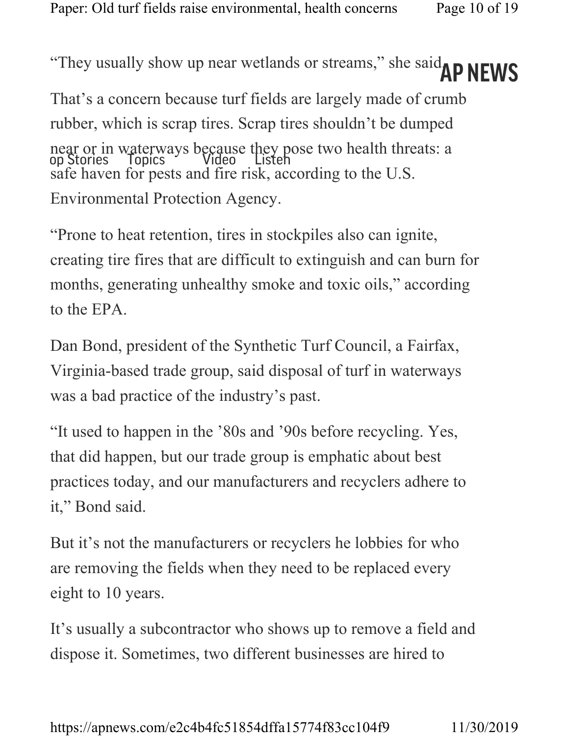"They usually show up near wetlands or streams," she said.

That's a concern because turf fields are largely made of crumb rubber, which is scrap tires. Scrap tires shouldn't be dumped near or in waterways because they pose two health threats: a safe haven for pests and fire risk, according to the U.S. Environmental Protection Agency.

"Prone to heat retention, tires in stockpiles also can ignite, creating tire fires that are difficult to extinguish and can burn for months, generating unhealthy smoke and toxic oils," according to the EPA.

Dan Bond, president of the Synthetic Turf Council, a Fairfax, Virginia-based trade group, said disposal of turf in waterways was a bad practice of the industry's past.

"It used to happen in the '80s and '90s before recycling. Yes, that did happen, but our trade group is emphatic about best practices today, and our manufacturers and recyclers adhere to it," Bond said.

But it's not the manufacturers or recyclers he lobbies for who are removing the fields when they need to be replaced every eight to 10 years.

It's usually a subcontractor who shows up to remove a field and dispose it. Sometimes, two different businesses are hired to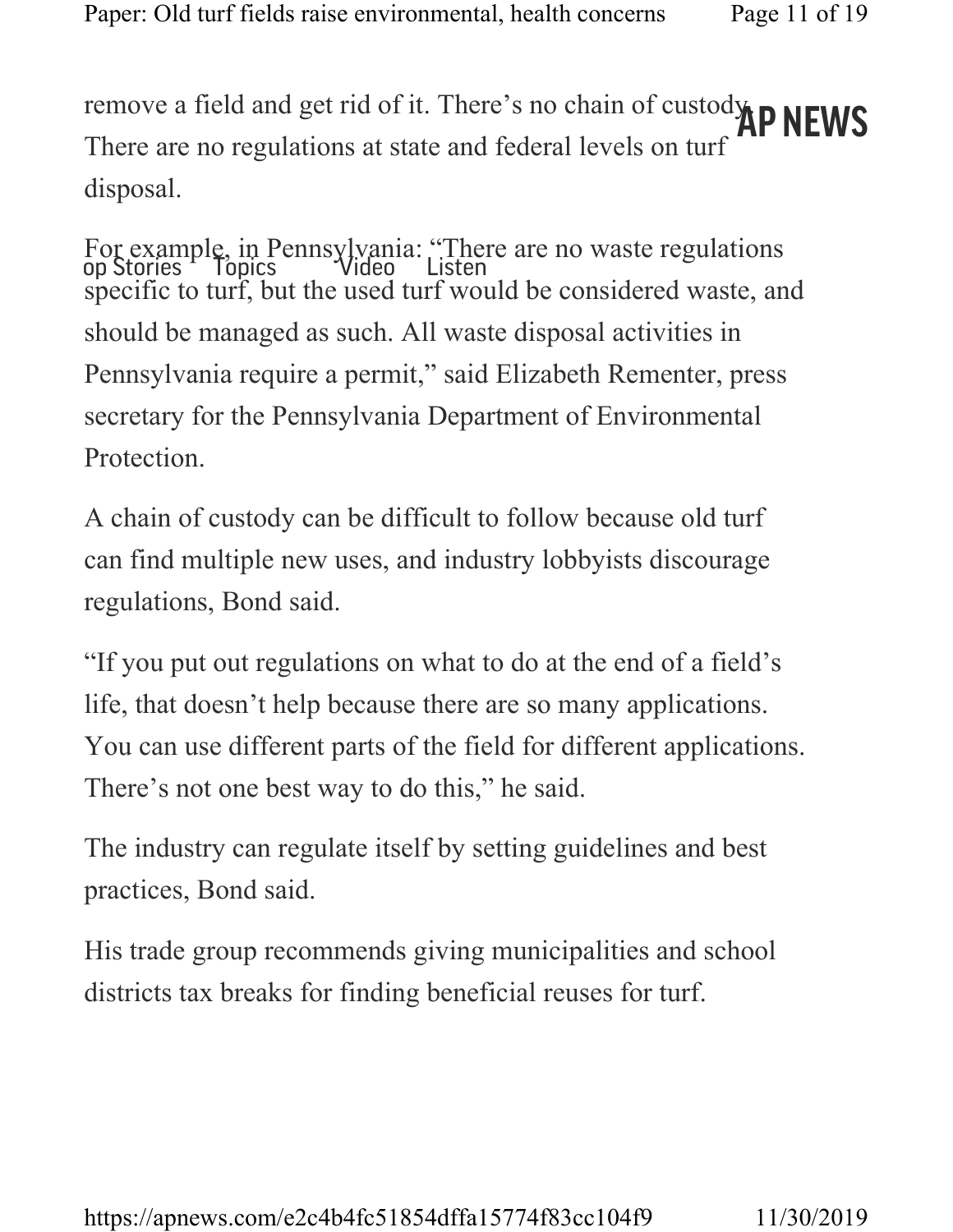remove a field and get rid of it. There's no chain of custody. There are no regulations at state and federal levels on turf disposal.

For example, in Pennsylvania: "There are no waste regulations specific to turf, but the used turf would be considered waste, and should be managed as such. All waste disposal activities in Pennsylvania require a permit," said Elizabeth Rementer, press secretary for the Pennsylvania Department of Environmental Protection.

A chain of custody can be difficult to follow because old turf can find multiple new uses, and industry lobbyists discourage regulations, Bond said.

"If you put out regulations on what to do at the end of a field's life, that doesn't help because there are so many applications. You can use different parts of the field for different applications. There's not one best way to do this," he said.

The industry can regulate itself by setting guidelines and best practices, Bond said.

His trade group recommends giving municipalities and school districts tax breaks for finding beneficial reuses for turf.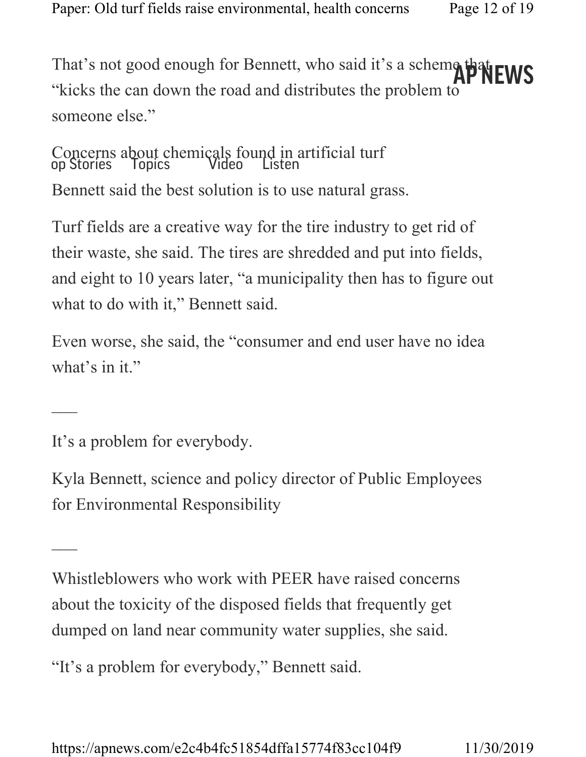That's not good enough for Bennett, who said it's a scheme that "kicks the can down the road and distributes the problem to someone else."

Concerns about chemicals found in artificial turf

Bennett said the best solution is to use natural grass.

Turf fields are a creative way for the tire industry to get rid of their waste, she said. The tires are shredded and put into fields, and eight to 10 years later, "a municipality then has to figure out what to do with it," Bennett said.

Even worse, she said, the "consumer and end user have no idea what's in it."

\_\_\_

It's a problem for everybody.

Kyla Bennett, science and policy director of Public Employees for Environmental Responsibility

\_\_\_

Whistleblowers who work with PEER have raised concerns about the toxicity of the disposed fields that frequently get dumped on land near community water supplies, she said.

"It's a problem for everybody," Bennett said.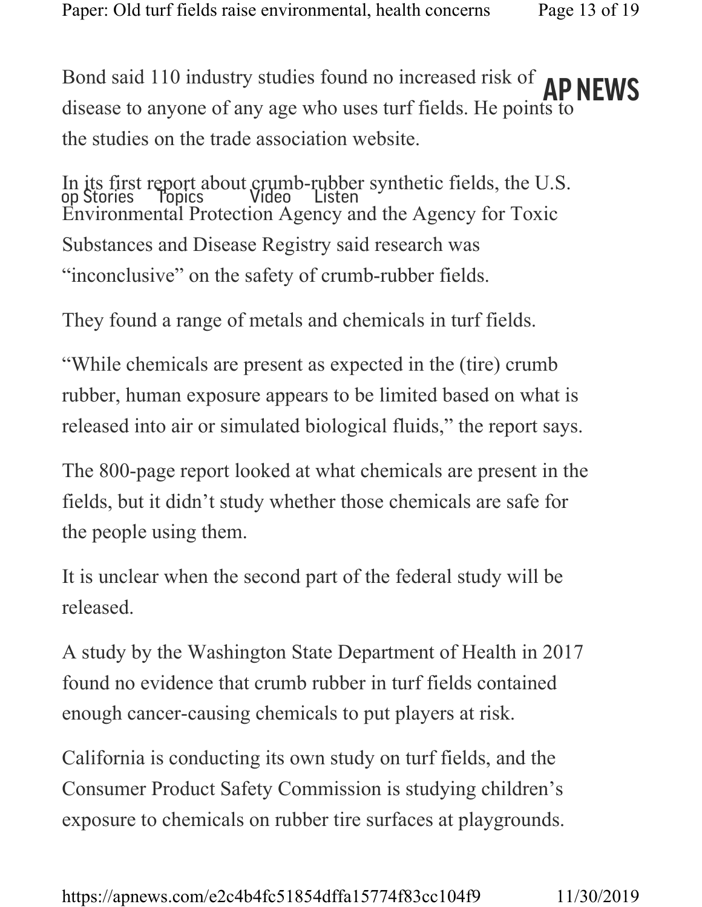Bond said 110 industry studies found no increased risk of disease to anyone of any age who uses turf fields. He points to the studies on the trade association website.

In its first report about crumb-rubber synthetic fields, the U.S. Environmental Protection Agency and the Agency for Toxic Substances and Disease Registry said research was "inconclusive" on the safety of crumb-rubber fields.

They found a range of metals and chemicals in turf fields.

"While chemicals are present as expected in the (tire) crumb rubber, human exposure appears to be limited based on what is released into air or simulated biological fluids," the report says.

The 800-page report looked at what chemicals are present in the fields, but it didn't study whether those chemicals are safe for the people using them.

It is unclear when the second part of the federal study will be released.

A study by the Washington State Department of Health in 2017 found no evidence that crumb rubber in turf fields contained enough cancer-causing chemicals to put players at risk.

California is conducting its own study on turf fields, and the Consumer Product Safety Commission is studying children's exposure to chemicals on rubber tire surfaces at playgrounds.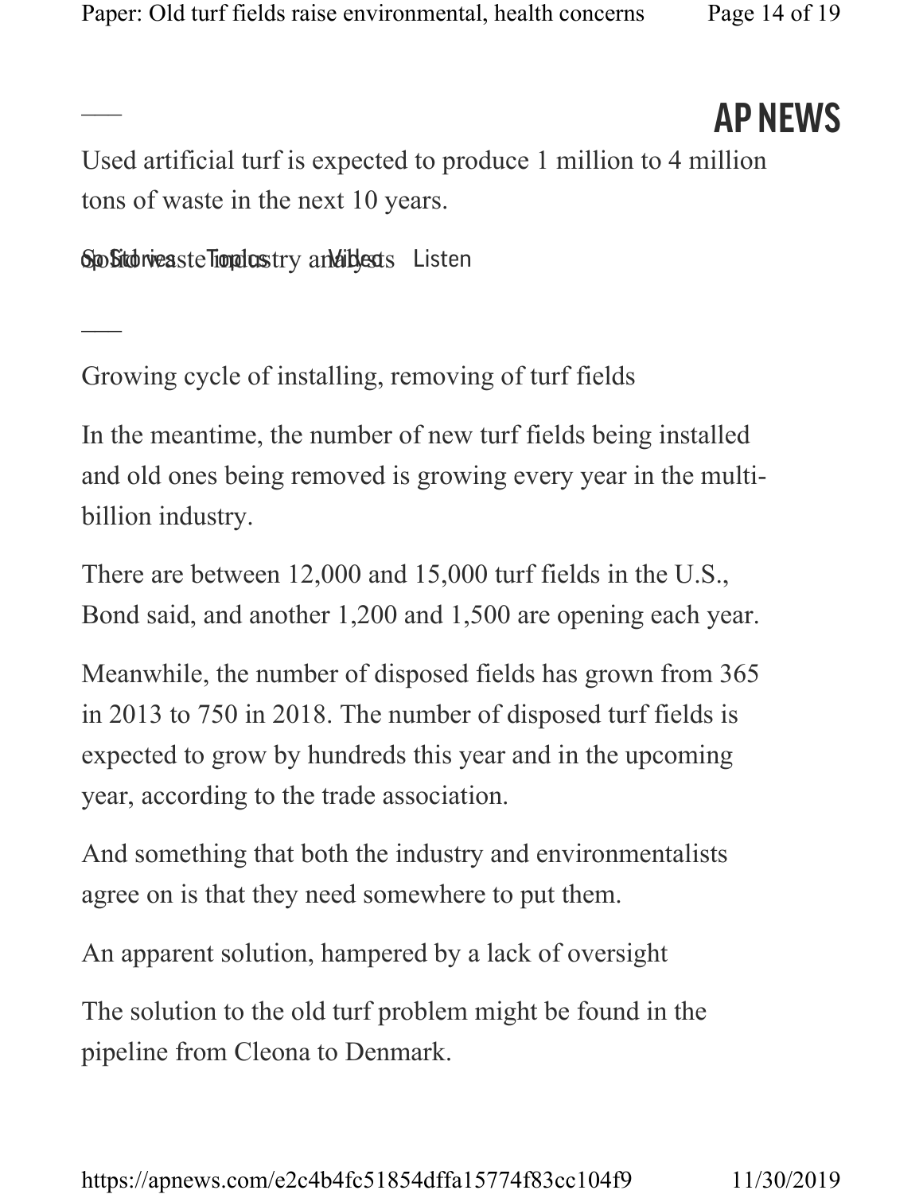Used artificial turf is expected to produce 1 million to 4 million tons of waste in the next 10 years.

## Growing cycle of installing, removing of turf fields

In the meantime, the number of new turf fields being installed and old ones being removed is growing every year in the multi-billion industry.

There are between 12,000 and 15,000 turf fields in the U.S., Bond said, and another 1,200 and 1,500 are opening each year.

Meanwhile, the number of disposed fields has grown from 365 in 2013 to 750 in 2018. The number of disposed turf fields is expected to grow by hundreds this year and in the upcoming year, according to the trade association.

And something that both the industry and environmentalists agree on is that they need somewhere to put them.

## An apparent solution, hampered by a lack of oversight

The solution to the old turf problem might be found in the pipeline from Cleona to Denmark.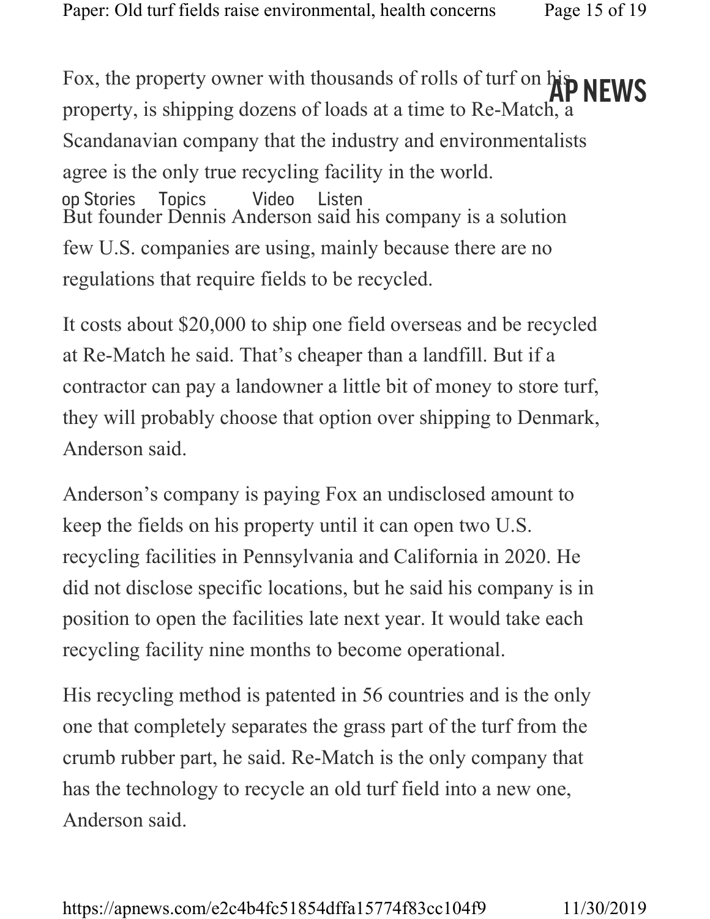Fox, the property owner with thousands of rolls of turf on his property, is shipping dozens of loads at a time to Re-Match, a Scandanavian company that the industry and environmentalists agree is the only true recycling facility in the world.

But founder Dennis Anderson said his company is a solution few U.S. companies are using, mainly because there are no regulations that require fields to be recycled.

It costs about $20,000 to ship one field overseas and be recycled at Re-Match he said. That's cheaper than a landfill. But if a contractor can pay a landowner a little bit of money to store turf, they will probably choose that option over shipping to Denmark, Anderson said.

Anderson's company is paying Fox an undisclosed amount to keep the fields on his property until it can open two U.S. recycling facilities in Pennsylvania and California in 2020. He did not disclose specific locations, but he said his company is in position to open the facilities late next year. It would take each recycling facility nine months to become operational.

His recycling method is patented in 56 countries and is the only one that completely separates the grass part of the turf from the crumb rubber part, he said. Re-Match is the only company that has the technology to recycle an old turf field into a new one, Anderson said.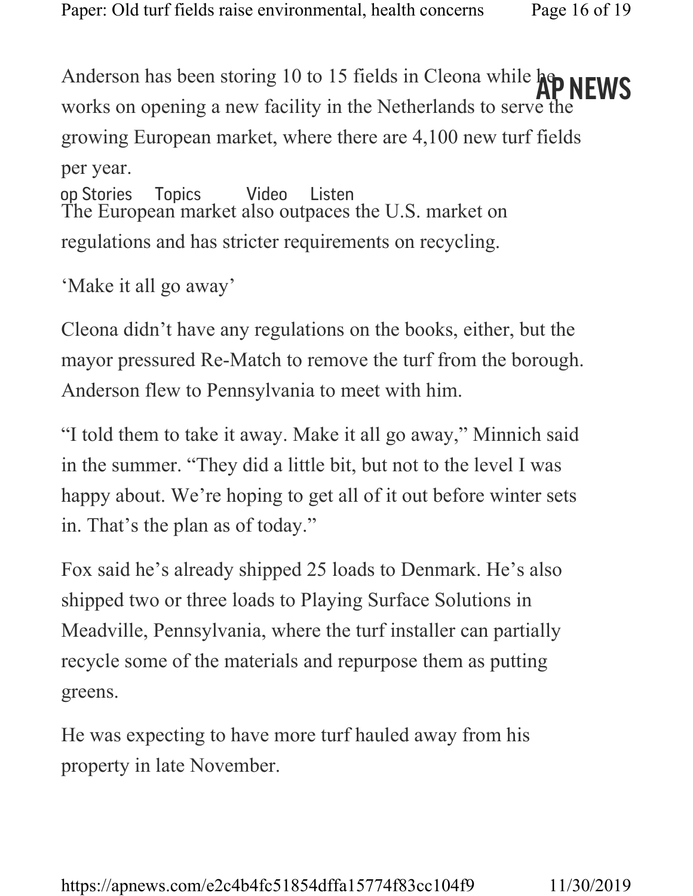Anderson has been storing 10 to 15 fields in Cleona while he works on opening a new facility in the Netherlands to serve the growing European market, where there are 4,100 new turf fields per year.

The European market also outpaces the U.S. market on regulations and has stricter requirements on recycling.

## 'Make it all go away'

Cleona didn't have any regulations on the books, either, but the mayor pressured Re-Match to remove the turf from the borough. Anderson flew to Pennsylvania to meet with him.

"I told them to take it away. Make it all go away," Minnich said in the summer. "They did a little bit, but not to the level I was happy about. We're hoping to get all of it out before winter sets in. That's the plan as of today."

Fox said he's already shipped 25 loads to Denmark. He's also shipped two or three loads to Playing Surface Solutions in Meadville, Pennsylvania, where the turf installer can partially recycle some of the materials and repurpose them as putting greens.

He was expecting to have more turf hauled away from his property in late November.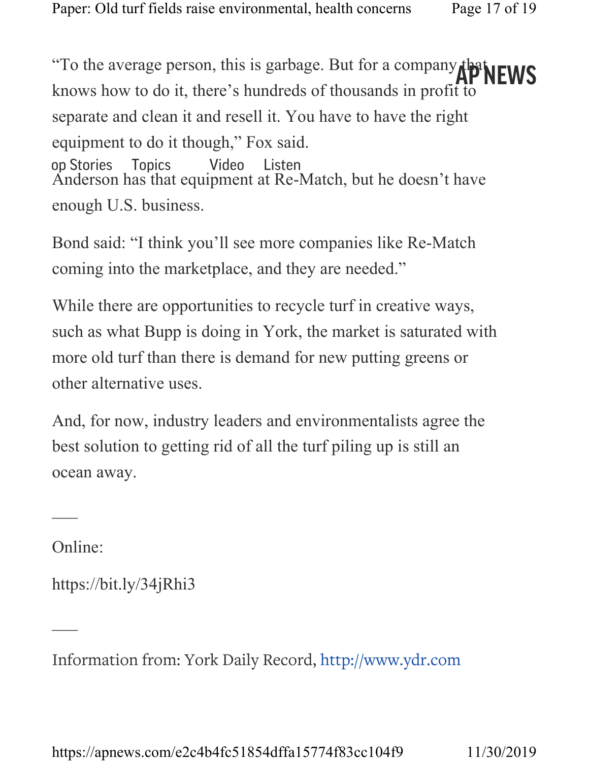"To the average person, this is garbage. But for a company that knows how to do it, there's hundreds of thousands in profit to separate and clean it and resell it. You have to have the right equipment to do it though," Fox said.

Anderson has that equipment at Re-Match, but he doesn't have enough U.S. business.

Bond said: "I think you'll see more companies like Re-Match coming into the marketplace, and they are needed."

While there are opportunities to recycle turf in creative ways, such as what Bupp is doing in York, the market is saturated with more old turf than there is demand for new putting greens or other alternative uses.

And, for now, industry leaders and environmentalists agree the best solution to getting rid of all the turf piling up is still an ocean away.

\_\_\_

Online:

https://bit.ly/34jRhi3

\_\_\_

Information from: York Daily Record, http://www.ydr.com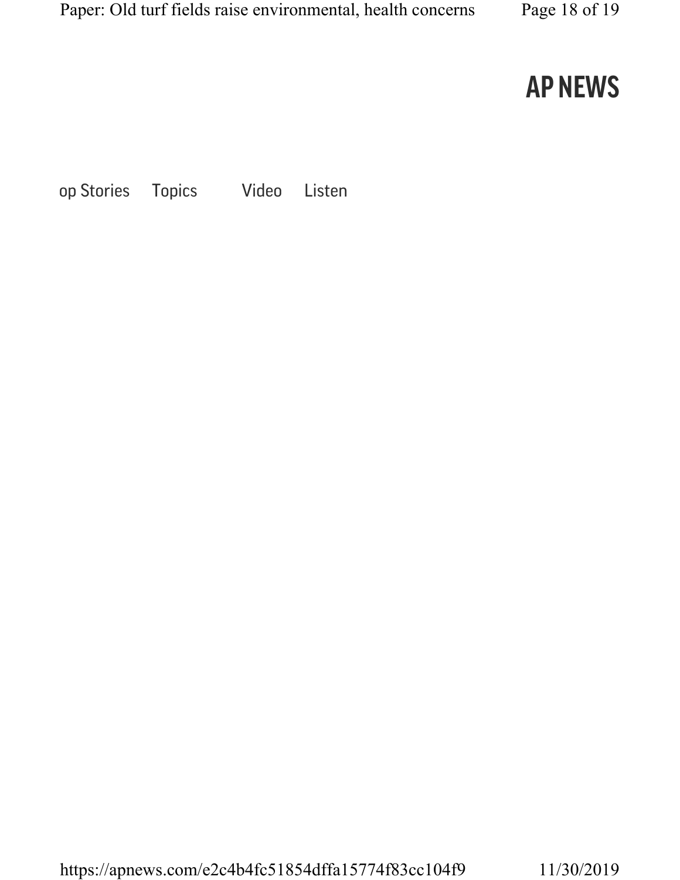AP NEWS

op Stories Topics Video Listen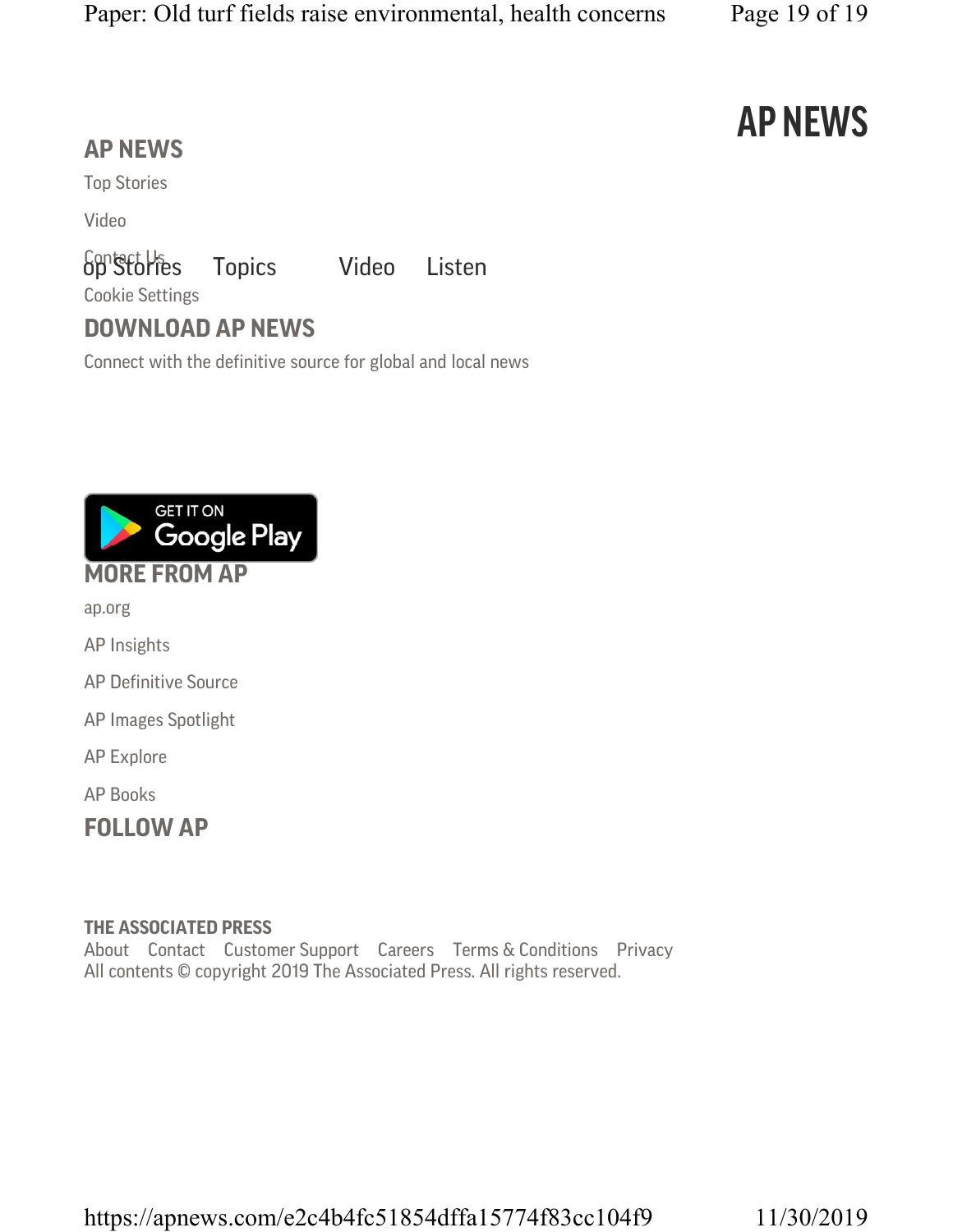AP NEWS

## AP NEWS

Top Stories

Video

Contact Us

op Stories    Topics    Video    Listen

Cookie Settings

## DOWNLOAD AP NEWS

Connect with the definitive source for global and local news

GET IT ON Google Play

## MORE FROM AP

ap.org

AP Insights

AP Definitive Source

AP Images Spotlight

AP Explore

AP Books

## FOLLOW AP

### THE ASSOCIATED PRESS

About    Contact    Customer Support    Careers    Terms & Conditions    Privacy

All contents © copyright 2019 The Associated Press. All rights reserved.